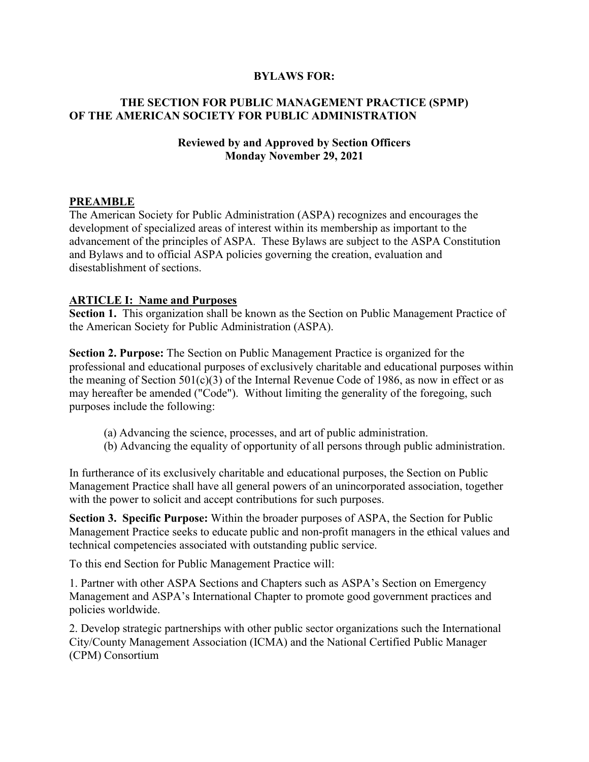**BYLAWS FOR:**

**THE SECTION FOR PUBLIC MANAGEMENT PRACTICE (SPMP) OF THE AMERICAN SOCIETY FOR PUBLIC ADMINISTRATION**

**Reviewed by and Approved by Section Officers**
**Monday November 29, 2021**

## PREAMBLE

The American Society for Public Administration (ASPA) recognizes and encourages the development of specialized areas of interest within its membership as important to the advancement of the principles of ASPA. These Bylaws are subject to the ASPA Constitution and Bylaws and to official ASPA policies governing the creation, evaluation and disestablishment of sections.

## ARTICLE I: Name and Purposes

**Section 1.** This organization shall be known as the Section on Public Management Practice of the American Society for Public Administration (ASPA).

**Section 2. Purpose:** The Section on Public Management Practice is organized for the professional and educational purposes of exclusively charitable and educational purposes within the meaning of Section 501(c)(3) of the Internal Revenue Code of 1986, as now in effect or as may hereafter be amended ("Code"). Without limiting the generality of the foregoing, such purposes include the following:

(a) Advancing the science, processes, and art of public administration.
(b) Advancing the equality of opportunity of all persons through public administration.

In furtherance of its exclusively charitable and educational purposes, the Section on Public Management Practice shall have all general powers of an unincorporated association, together with the power to solicit and accept contributions for such purposes.

**Section 3. Specific Purpose:** Within the broader purposes of ASPA, the Section for Public Management Practice seeks to educate public and non-profit managers in the ethical values and technical competencies associated with outstanding public service.

To this end Section for Public Management Practice will:

1. Partner with other ASPA Sections and Chapters such as ASPA's Section on Emergency Management and ASPA's International Chapter to promote good government practices and policies worldwide.

2. Develop strategic partnerships with other public sector organizations such the International City/County Management Association (ICMA) and the National Certified Public Manager (CPM) Consortium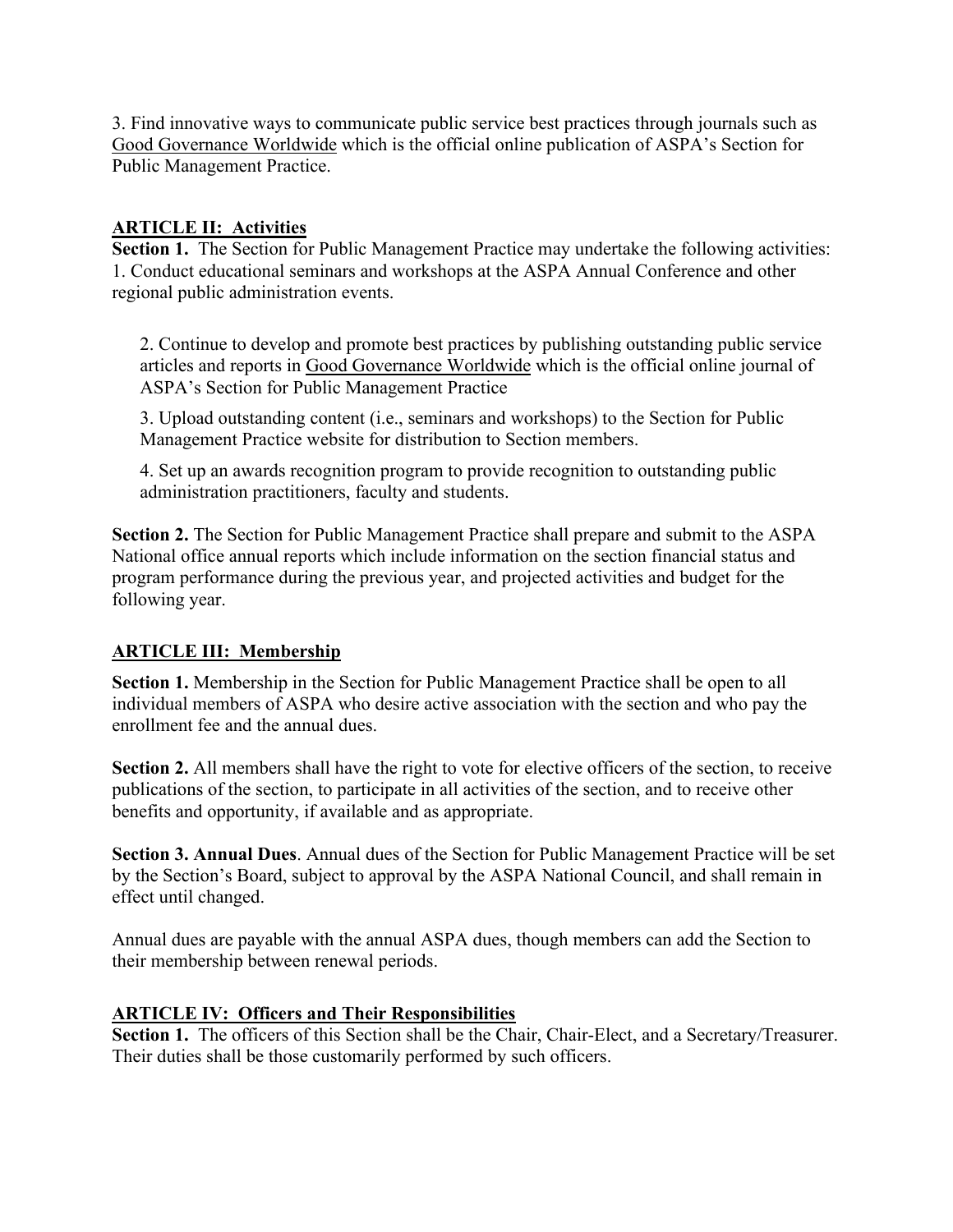3. Find innovative ways to communicate public service best practices through journals such as Good Governance Worldwide which is the official online publication of ASPA's Section for Public Management Practice.

## ARTICLE II: Activities

**Section 1.** The Section for Public Management Practice may undertake the following activities:

1. Conduct educational seminars and workshops at the ASPA Annual Conference and other regional public administration events.
2. Continue to develop and promote best practices by publishing outstanding public service articles and reports in Good Governance Worldwide which is the official online journal of ASPA's Section for Public Management Practice
3. Upload outstanding content (i.e., seminars and workshops) to the Section for Public Management Practice website for distribution to Section members.
4. Set up an awards recognition program to provide recognition to outstanding public administration practitioners, faculty and students.

**Section 2.** The Section for Public Management Practice shall prepare and submit to the ASPA National office annual reports which include information on the section financial status and program performance during the previous year, and projected activities and budget for the following year.

## ARTICLE III: Membership

**Section 1.** Membership in the Section for Public Management Practice shall be open to all individual members of ASPA who desire active association with the section and who pay the enrollment fee and the annual dues.

**Section 2.** All members shall have the right to vote for elective officers of the section, to receive publications of the section, to participate in all activities of the section, and to receive other benefits and opportunity, if available and as appropriate.

**Section 3. Annual Dues**. Annual dues of the Section for Public Management Practice will be set by the Section's Board, subject to approval by the ASPA National Council, and shall remain in effect until changed.

Annual dues are payable with the annual ASPA dues, though members can add the Section to their membership between renewal periods.

## ARTICLE IV: Officers and Their Responsibilities

**Section 1.** The officers of this Section shall be the Chair, Chair-Elect, and a Secretary/Treasurer. Their duties shall be those customarily performed by such officers.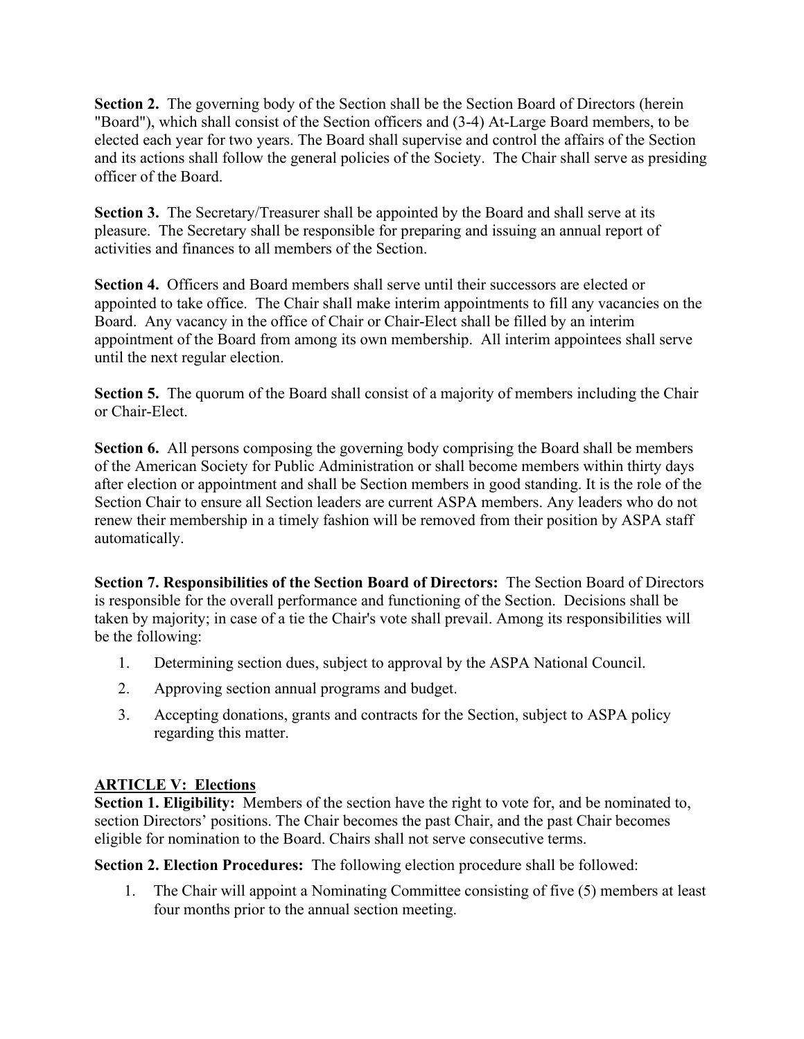**Section 2.** The governing body of the Section shall be the Section Board of Directors (herein "Board"), which shall consist of the Section officers and (3-4) At-Large Board members, to be elected each year for two years. The Board shall supervise and control the affairs of the Section and its actions shall follow the general policies of the Society. The Chair shall serve as presiding officer of the Board.

**Section 3.** The Secretary/Treasurer shall be appointed by the Board and shall serve at its pleasure. The Secretary shall be responsible for preparing and issuing an annual report of activities and finances to all members of the Section.

**Section 4.** Officers and Board members shall serve until their successors are elected or appointed to take office. The Chair shall make interim appointments to fill any vacancies on the Board. Any vacancy in the office of Chair or Chair-Elect shall be filled by an interim appointment of the Board from among its own membership. All interim appointees shall serve until the next regular election.

**Section 5.** The quorum of the Board shall consist of a majority of members including the Chair or Chair-Elect.

**Section 6.** All persons composing the governing body comprising the Board shall be members of the American Society for Public Administration or shall become members within thirty days after election or appointment and shall be Section members in good standing. It is the role of the Section Chair to ensure all Section leaders are current ASPA members. Any leaders who do not renew their membership in a timely fashion will be removed from their position by ASPA staff automatically.

**Section 7. Responsibilities of the Section Board of Directors:** The Section Board of Directors is responsible for the overall performance and functioning of the Section. Decisions shall be taken by majority; in case of a tie the Chair's vote shall prevail. Among its responsibilities will be the following:

1. Determining section dues, subject to approval by the ASPA National Council.
2. Approving section annual programs and budget.
3. Accepting donations, grants and contracts for the Section, subject to ASPA policy regarding this matter.

## ARTICLE V: Elections

**Section 1. Eligibility:** Members of the section have the right to vote for, and be nominated to, section Directors' positions. The Chair becomes the past Chair, and the past Chair becomes eligible for nomination to the Board. Chairs shall not serve consecutive terms.

**Section 2. Election Procedures:** The following election procedure shall be followed:

1. The Chair will appoint a Nominating Committee consisting of five (5) members at least four months prior to the annual section meeting.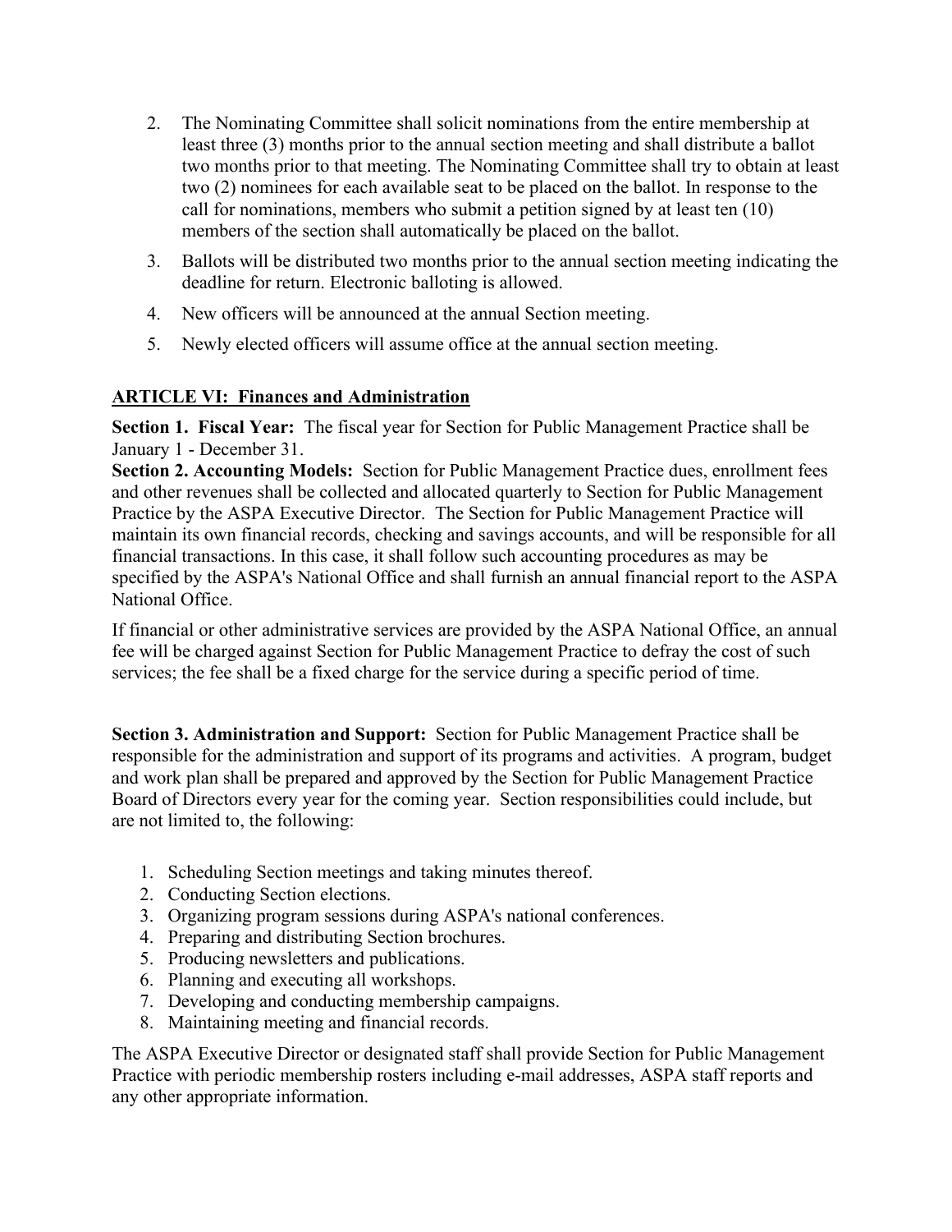2. The Nominating Committee shall solicit nominations from the entire membership at least three (3) months prior to the annual section meeting and shall distribute a ballot two months prior to that meeting. The Nominating Committee shall try to obtain at least two (2) nominees for each available seat to be placed on the ballot. In response to the call for nominations, members who submit a petition signed by at least ten (10) members of the section shall automatically be placed on the ballot.
3. Ballots will be distributed two months prior to the annual section meeting indicating the deadline for return. Electronic balloting is allowed.
4. New officers will be announced at the annual Section meeting.
5. Newly elected officers will assume office at the annual section meeting.

## ARTICLE VI: Finances and Administration

**Section 1. Fiscal Year:** The fiscal year for Section for Public Management Practice shall be January 1 - December 31.

**Section 2. Accounting Models:** Section for Public Management Practice dues, enrollment fees and other revenues shall be collected and allocated quarterly to Section for Public Management Practice by the ASPA Executive Director. The Section for Public Management Practice will maintain its own financial records, checking and savings accounts, and will be responsible for all financial transactions. In this case, it shall follow such accounting procedures as may be specified by the ASPA's National Office and shall furnish an annual financial report to the ASPA National Office.

If financial or other administrative services are provided by the ASPA National Office, an annual fee will be charged against Section for Public Management Practice to defray the cost of such services; the fee shall be a fixed charge for the service during a specific period of time.

**Section 3. Administration and Support:** Section for Public Management Practice shall be responsible for the administration and support of its programs and activities. A program, budget and work plan shall be prepared and approved by the Section for Public Management Practice Board of Directors every year for the coming year. Section responsibilities could include, but are not limited to, the following:

1. Scheduling Section meetings and taking minutes thereof.
2. Conducting Section elections.
3. Organizing program sessions during ASPA's national conferences.
4. Preparing and distributing Section brochures.
5. Producing newsletters and publications.
6. Planning and executing all workshops.
7. Developing and conducting membership campaigns.
8. Maintaining meeting and financial records.

The ASPA Executive Director or designated staff shall provide Section for Public Management Practice with periodic membership rosters including e-mail addresses, ASPA staff reports and any other appropriate information.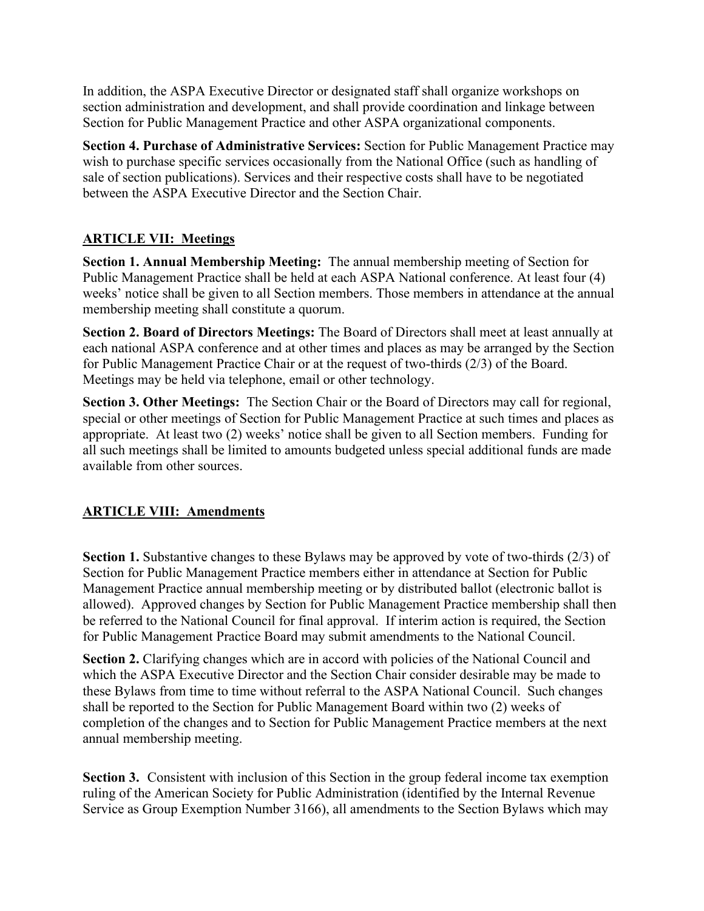In addition, the ASPA Executive Director or designated staff shall organize workshops on section administration and development, and shall provide coordination and linkage between Section for Public Management Practice and other ASPA organizational components.

**Section 4. Purchase of Administrative Services:** Section for Public Management Practice may wish to purchase specific services occasionally from the National Office (such as handling of sale of section publications). Services and their respective costs shall have to be negotiated between the ASPA Executive Director and the Section Chair.

## ARTICLE VII: Meetings

**Section 1. Annual Membership Meeting:** The annual membership meeting of Section for Public Management Practice shall be held at each ASPA National conference. At least four (4) weeks' notice shall be given to all Section members. Those members in attendance at the annual membership meeting shall constitute a quorum.

**Section 2. Board of Directors Meetings:** The Board of Directors shall meet at least annually at each national ASPA conference and at other times and places as may be arranged by the Section for Public Management Practice Chair or at the request of two-thirds (2/3) of the Board. Meetings may be held via telephone, email or other technology.

**Section 3. Other Meetings:** The Section Chair or the Board of Directors may call for regional, special or other meetings of Section for Public Management Practice at such times and places as appropriate. At least two (2) weeks' notice shall be given to all Section members. Funding for all such meetings shall be limited to amounts budgeted unless special additional funds are made available from other sources.

## ARTICLE VIII: Amendments

**Section 1.** Substantive changes to these Bylaws may be approved by vote of two-thirds (2/3) of Section for Public Management Practice members either in attendance at Section for Public Management Practice annual membership meeting or by distributed ballot (electronic ballot is allowed). Approved changes by Section for Public Management Practice membership shall then be referred to the National Council for final approval. If interim action is required, the Section for Public Management Practice Board may submit amendments to the National Council.

**Section 2.** Clarifying changes which are in accord with policies of the National Council and which the ASPA Executive Director and the Section Chair consider desirable may be made to these Bylaws from time to time without referral to the ASPA National Council. Such changes shall be reported to the Section for Public Management Board within two (2) weeks of completion of the changes and to Section for Public Management Practice members at the next annual membership meeting.

**Section 3.** Consistent with inclusion of this Section in the group federal income tax exemption ruling of the American Society for Public Administration (identified by the Internal Revenue Service as Group Exemption Number 3166), all amendments to the Section Bylaws which may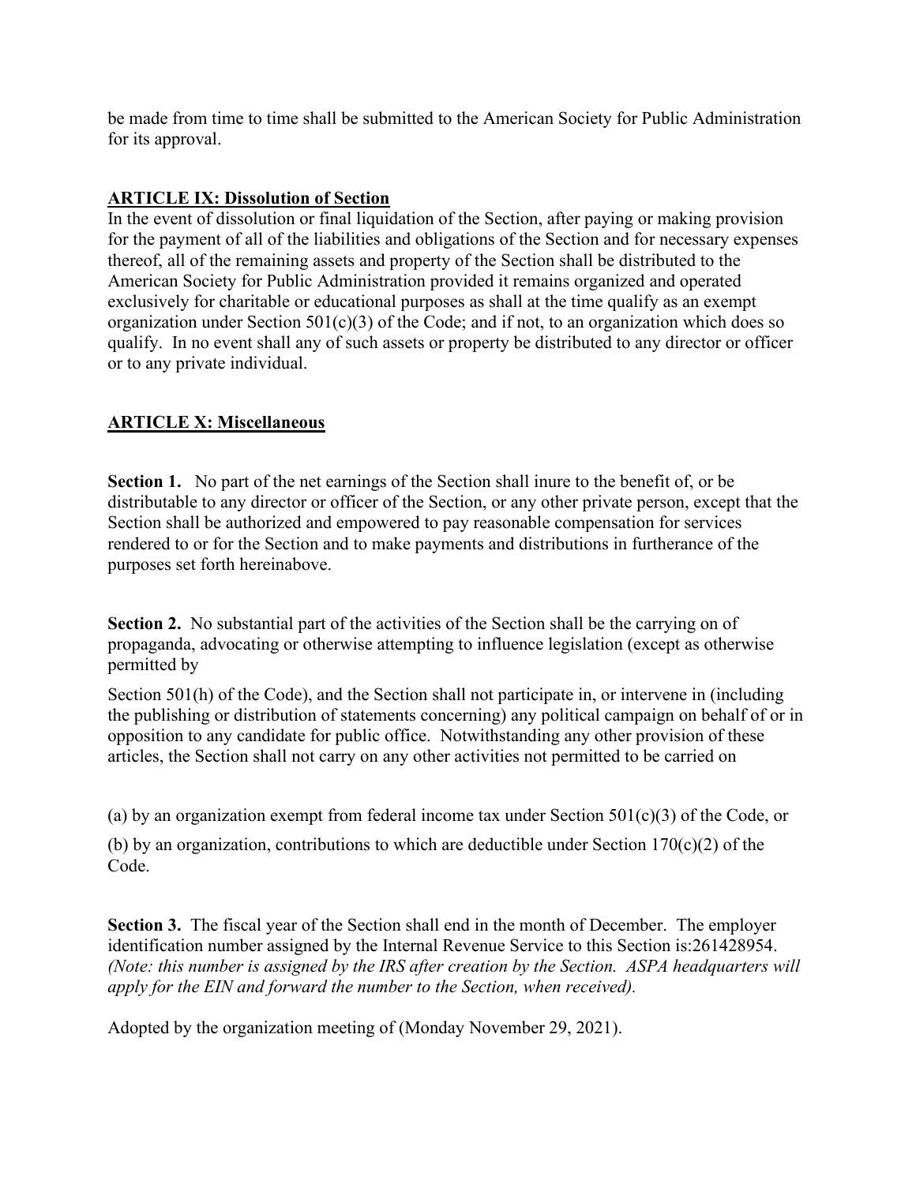be made from time to time shall be submitted to the American Society for Public Administration for its approval.

## ARTICLE IX: Dissolution of Section

In the event of dissolution or final liquidation of the Section, after paying or making provision for the payment of all of the liabilities and obligations of the Section and for necessary expenses thereof, all of the remaining assets and property of the Section shall be distributed to the American Society for Public Administration provided it remains organized and operated exclusively for charitable or educational purposes as shall at the time qualify as an exempt organization under Section 501(c)(3) of the Code; and if not, to an organization which does so qualify. In no event shall any of such assets or property be distributed to any director or officer or to any private individual.

## ARTICLE X: Miscellaneous

**Section 1.** No part of the net earnings of the Section shall inure to the benefit of, or be distributable to any director or officer of the Section, or any other private person, except that the Section shall be authorized and empowered to pay reasonable compensation for services rendered to or for the Section and to make payments and distributions in furtherance of the purposes set forth hereinabove.

**Section 2.** No substantial part of the activities of the Section shall be the carrying on of propaganda, advocating or otherwise attempting to influence legislation (except as otherwise permitted by

Section 501(h) of the Code), and the Section shall not participate in, or intervene in (including the publishing or distribution of statements concerning) any political campaign on behalf of or in opposition to any candidate for public office. Notwithstanding any other provision of these articles, the Section shall not carry on any other activities not permitted to be carried on

(a) by an organization exempt from federal income tax under Section 501(c)(3) of the Code, or

(b) by an organization, contributions to which are deductible under Section 170(c)(2) of the Code.

**Section 3.** The fiscal year of the Section shall end in the month of December. The employer identification number assigned by the Internal Revenue Service to this Section is:261428954. *(Note: this number is assigned by the IRS after creation by the Section. ASPA headquarters will apply for the EIN and forward the number to the Section, when received).*

Adopted by the organization meeting of (Monday November 29, 2021).